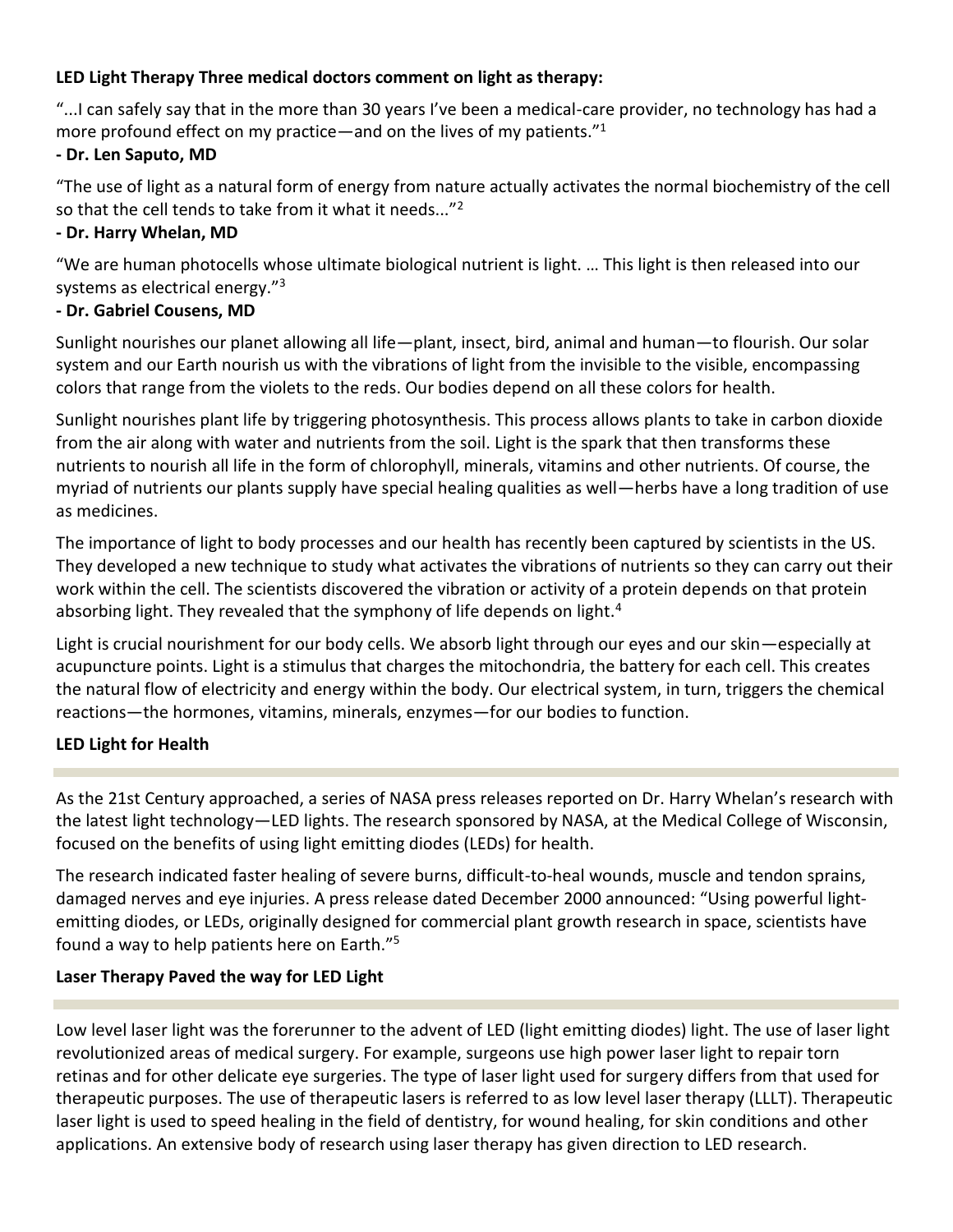**LED Light Therapy Three medical doctors comment on light as therapy:**

"...I can safely say that in the more than 30 years I've been a medical-care provider, no technology has had a more profound effect on my practice—and on the lives of my patients."[1]

**- Dr. Len Saputo, MD**

"The use of light as a natural form of energy from nature actually activates the normal biochemistry of the cell so that the cell tends to take from it what it needs..."[2]

**- Dr. Harry Whelan, MD**

"We are human photocells whose ultimate biological nutrient is light. … This light is then released into our systems as electrical energy."[3]

**- Dr. Gabriel Cousens, MD**

Sunlight nourishes our planet allowing all life—plant, insect, bird, animal and human—to flourish. Our solar system and our Earth nourish us with the vibrations of light from the invisible to the visible, encompassing colors that range from the violets to the reds. Our bodies depend on all these colors for health.

Sunlight nourishes plant life by triggering photosynthesis. This process allows plants to take in carbon dioxide from the air along with water and nutrients from the soil. Light is the spark that then transforms these nutrients to nourish all life in the form of chlorophyll, minerals, vitamins and other nutrients. Of course, the myriad of nutrients our plants supply have special healing qualities as well—herbs have a long tradition of use as medicines.

The importance of light to body processes and our health has recently been captured by scientists in the US. They developed a new technique to study what activates the vibrations of nutrients so they can carry out their work within the cell. The scientists discovered the vibration or activity of a protein depends on that protein absorbing light. They revealed that the symphony of life depends on light.[4]

Light is crucial nourishment for our body cells. We absorb light through our eyes and our skin—especially at acupuncture points. Light is a stimulus that charges the mitochondria, the battery for each cell. This creates the natural flow of electricity and energy within the body. Our electrical system, in turn, triggers the chemical reactions—the hormones, vitamins, minerals, enzymes—for our bodies to function.

**LED Light for Health**

As the 21st Century approached, a series of NASA press releases reported on Dr. Harry Whelan's research with the latest light technology—LED lights. The research sponsored by NASA, at the Medical College of Wisconsin, focused on the benefits of using light emitting diodes (LEDs) for health.

The research indicated faster healing of severe burns, difficult-to-heal wounds, muscle and tendon sprains, damaged nerves and eye injuries. A press release dated December 2000 announced: "Using powerful light-emitting diodes, or LEDs, originally designed for commercial plant growth research in space, scientists have found a way to help patients here on Earth."[5]

**Laser Therapy Paved the way for LED Light**

Low level laser light was the forerunner to the advent of LED (light emitting diodes) light. The use of laser light revolutionized areas of medical surgery. For example, surgeons use high power laser light to repair torn retinas and for other delicate eye surgeries. The type of laser light used for surgery differs from that used for therapeutic purposes. The use of therapeutic lasers is referred to as low level laser therapy (LLLT). Therapeutic laser light is used to speed healing in the field of dentistry, for wound healing, for skin conditions and other applications. An extensive body of research using laser therapy has given direction to LED research.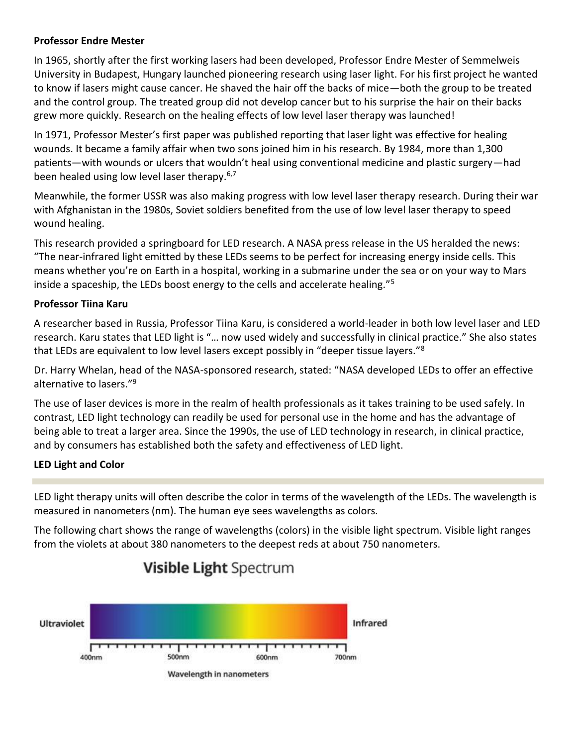**Professor Endre Mester**

In 1965, shortly after the first working lasers had been developed, Professor Endre Mester of Semmelweis University in Budapest, Hungary launched pioneering research using laser light. For his first project he wanted to know if lasers might cause cancer. He shaved the hair off the backs of mice—both the group to be treated and the control group. The treated group did not develop cancer but to his surprise the hair on their backs grew more quickly. Research on the healing effects of low level laser therapy was launched!

In 1971, Professor Mester's first paper was published reporting that laser light was effective for healing wounds. It became a family affair when two sons joined him in his research. By 1984, more than 1,300 patients—with wounds or ulcers that wouldn't heal using conventional medicine and plastic surgery—had been healed using low level laser therapy.[6,7]

Meanwhile, the former USSR was also making progress with low level laser therapy research. During their war with Afghanistan in the 1980s, Soviet soldiers benefited from the use of low level laser therapy to speed wound healing.

This research provided a springboard for LED research. A NASA press release in the US heralded the news: "The near-infrared light emitted by these LEDs seems to be perfect for increasing energy inside cells. This means whether you're on Earth in a hospital, working in a submarine under the sea or on your way to Mars inside a spaceship, the LEDs boost energy to the cells and accelerate healing."[5]

**Professor Tiina Karu**

A researcher based in Russia, Professor Tiina Karu, is considered a world-leader in both low level laser and LED research. Karu states that LED light is "… now used widely and successfully in clinical practice." She also states that LEDs are equivalent to low level lasers except possibly in "deeper tissue layers."[8]

Dr. Harry Whelan, head of the NASA-sponsored research, stated: "NASA developed LEDs to offer an effective alternative to lasers."[9]

The use of laser devices is more in the realm of health professionals as it takes training to be used safely. In contrast, LED light technology can readily be used for personal use in the home and has the advantage of being able to treat a larger area. Since the 1990s, the use of LED technology in research, in clinical practice, and by consumers has established both the safety and effectiveness of LED light.

**LED Light and Color**

LED light therapy units will often describe the color in terms of the wavelength of the LEDs. The wavelength is measured in nanometers (nm). The human eye sees wavelengths as colors.

The following chart shows the range of wavelengths (colors) in the visible light spectrum. Visible light ranges from the violets at about 380 nanometers to the deepest reds at about 750 nanometers.

**Visible Light** Spectrum

Ultraviolet — Infrared

400nm 500nm 600nm 700nm

Wavelength in nanometers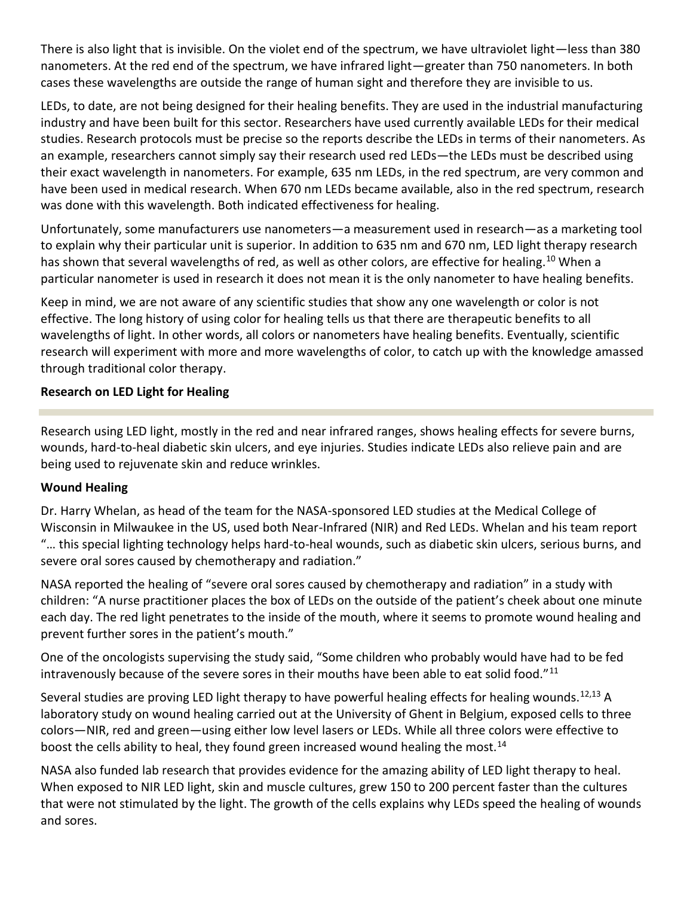There is also light that is invisible. On the violet end of the spectrum, we have ultraviolet light—less than 380 nanometers. At the red end of the spectrum, we have infrared light—greater than 750 nanometers. In both cases these wavelengths are outside the range of human sight and therefore they are invisible to us.

LEDs, to date, are not being designed for their healing benefits. They are used in the industrial manufacturing industry and have been built for this sector. Researchers have used currently available LEDs for their medical studies. Research protocols must be precise so the reports describe the LEDs in terms of their nanometers. As an example, researchers cannot simply say their research used red LEDs—the LEDs must be described using their exact wavelength in nanometers. For example, 635 nm LEDs, in the red spectrum, are very common and have been used in medical research. When 670 nm LEDs became available, also in the red spectrum, research was done with this wavelength. Both indicated effectiveness for healing.

Unfortunately, some manufacturers use nanometers—a measurement used in research—as a marketing tool to explain why their particular unit is superior. In addition to 635 nm and 670 nm, LED light therapy research has shown that several wavelengths of red, as well as other colors, are effective for healing.[10] When a particular nanometer is used in research it does not mean it is the only nanometer to have healing benefits.

Keep in mind, we are not aware of any scientific studies that show any one wavelength or color is not effective. The long history of using color for healing tells us that there are therapeutic benefits to all wavelengths of light. In other words, all colors or nanometers have healing benefits. Eventually, scientific research will experiment with more and more wavelengths of color, to catch up with the knowledge amassed through traditional color therapy.

## Research on LED Light for Healing

Research using LED light, mostly in the red and near infrared ranges, shows healing effects for severe burns, wounds, hard-to-heal diabetic skin ulcers, and eye injuries. Studies indicate LEDs also relieve pain and are being used to rejuvenate skin and reduce wrinkles.

### Wound Healing

Dr. Harry Whelan, as head of the team for the NASA-sponsored LED studies at the Medical College of Wisconsin in Milwaukee in the US, used both Near-Infrared (NIR) and Red LEDs. Whelan and his team report "… this special lighting technology helps hard-to-heal wounds, such as diabetic skin ulcers, serious burns, and severe oral sores caused by chemotherapy and radiation."

NASA reported the healing of "severe oral sores caused by chemotherapy and radiation" in a study with children: "A nurse practitioner places the box of LEDs on the outside of the patient's cheek about one minute each day. The red light penetrates to the inside of the mouth, where it seems to promote wound healing and prevent further sores in the patient's mouth."

One of the oncologists supervising the study said, "Some children who probably would have had to be fed intravenously because of the severe sores in their mouths have been able to eat solid food."[11]

Several studies are proving LED light therapy to have powerful healing effects for healing wounds.[12,13] A laboratory study on wound healing carried out at the University of Ghent in Belgium, exposed cells to three colors—NIR, red and green—using either low level lasers or LEDs. While all three colors were effective to boost the cells ability to heal, they found green increased wound healing the most.[14]

NASA also funded lab research that provides evidence for the amazing ability of LED light therapy to heal. When exposed to NIR LED light, skin and muscle cultures, grew 150 to 200 percent faster than the cultures that were not stimulated by the light. The growth of the cells explains why LEDs speed the healing of wounds and sores.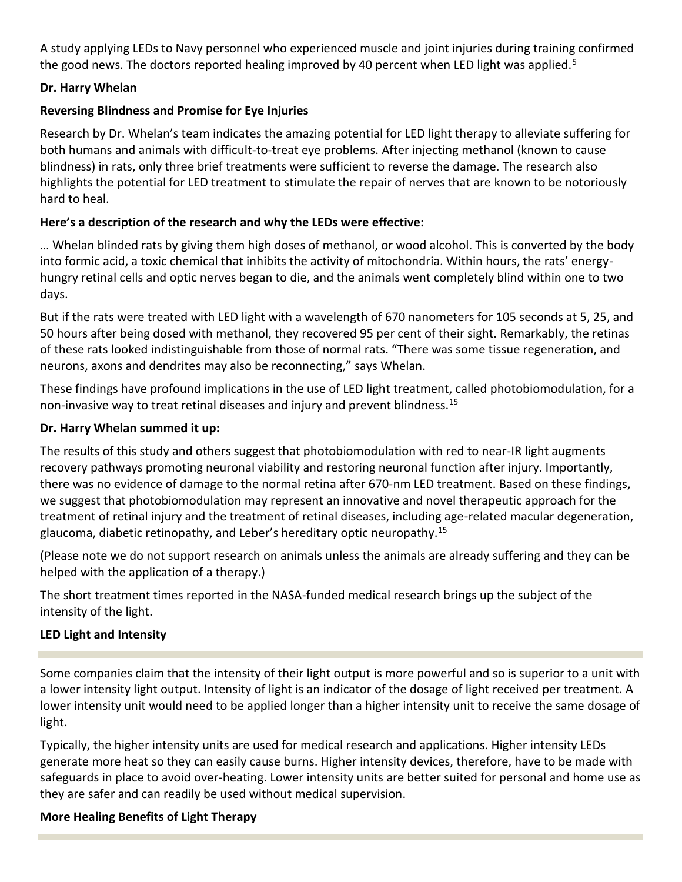A study applying LEDs to Navy personnel who experienced muscle and joint injuries during training confirmed the good news. The doctors reported healing improved by 40 percent when LED light was applied.[5]

**Dr. Harry Whelan**

**Reversing Blindness and Promise for Eye Injuries**

Research by Dr. Whelan's team indicates the amazing potential for LED light therapy to alleviate suffering for both humans and animals with difficult-to-treat eye problems. After injecting methanol (known to cause blindness) in rats, only three brief treatments were sufficient to reverse the damage. The research also highlights the potential for LED treatment to stimulate the repair of nerves that are known to be notoriously hard to heal.

**Here's a description of the research and why the LEDs were effective:**

… Whelan blinded rats by giving them high doses of methanol, or wood alcohol. This is converted by the body into formic acid, a toxic chemical that inhibits the activity of mitochondria. Within hours, the rats' energy-hungry retinal cells and optic nerves began to die, and the animals went completely blind within one to two days.

But if the rats were treated with LED light with a wavelength of 670 nanometers for 105 seconds at 5, 25, and 50 hours after being dosed with methanol, they recovered 95 per cent of their sight. Remarkably, the retinas of these rats looked indistinguishable from those of normal rats. "There was some tissue regeneration, and neurons, axons and dendrites may also be reconnecting," says Whelan.

These findings have profound implications in the use of LED light treatment, called photobiomodulation, for a non-invasive way to treat retinal diseases and injury and prevent blindness.[15]

**Dr. Harry Whelan summed it up:**

The results of this study and others suggest that photobiomodulation with red to near-IR light augments recovery pathways promoting neuronal viability and restoring neuronal function after injury. Importantly, there was no evidence of damage to the normal retina after 670-nm LED treatment. Based on these findings, we suggest that photobiomodulation may represent an innovative and novel therapeutic approach for the treatment of retinal injury and the treatment of retinal diseases, including age-related macular degeneration, glaucoma, diabetic retinopathy, and Leber's hereditary optic neuropathy.[15]

(Please note we do not support research on animals unless the animals are already suffering and they can be helped with the application of a therapy.)

The short treatment times reported in the NASA-funded medical research brings up the subject of the intensity of the light.

**LED Light and Intensity**

Some companies claim that the intensity of their light output is more powerful and so is superior to a unit with a lower intensity light output. Intensity of light is an indicator of the dosage of light received per treatment. A lower intensity unit would need to be applied longer than a higher intensity unit to receive the same dosage of light.

Typically, the higher intensity units are used for medical research and applications. Higher intensity LEDs generate more heat so they can easily cause burns. Higher intensity devices, therefore, have to be made with safeguards in place to avoid over-heating. Lower intensity units are better suited for personal and home use as they are safer and can readily be used without medical supervision.

**More Healing Benefits of Light Therapy**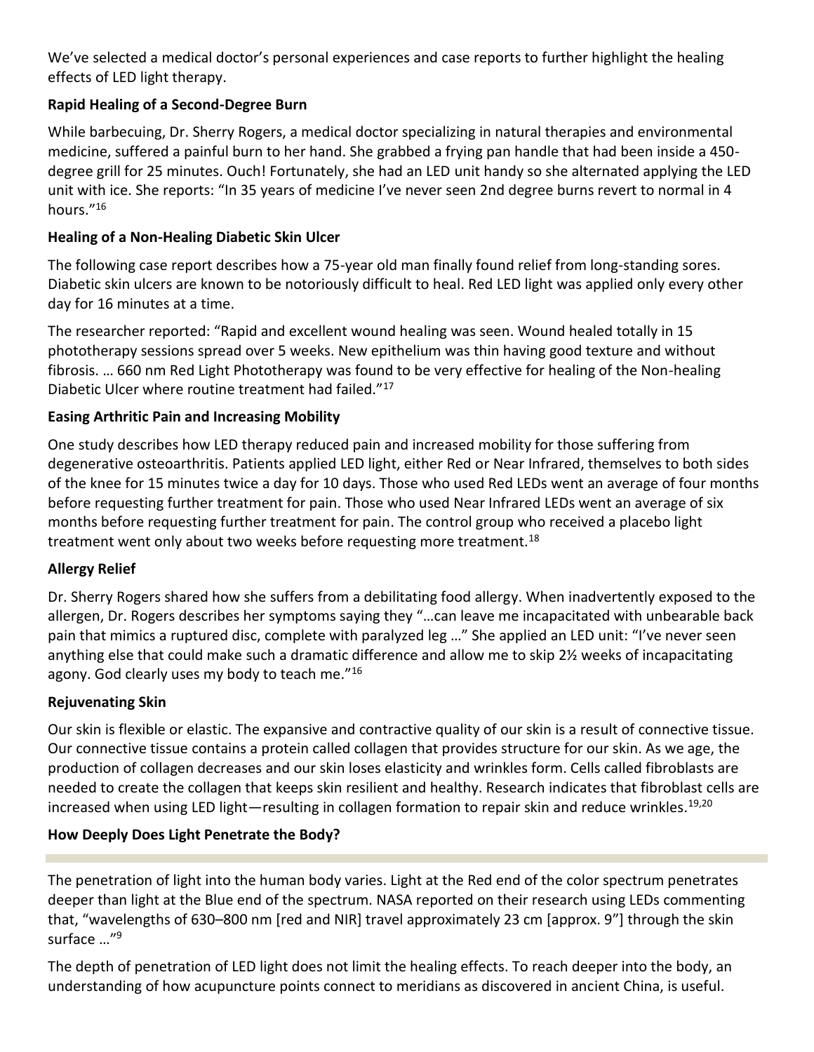We've selected a medical doctor's personal experiences and case reports to further highlight the healing effects of LED light therapy.

**Rapid Healing of a Second-Degree Burn**

While barbecuing, Dr. Sherry Rogers, a medical doctor specializing in natural therapies and environmental medicine, suffered a painful burn to her hand. She grabbed a frying pan handle that had been inside a 450-degree grill for 25 minutes. Ouch! Fortunately, she had an LED unit handy so she alternated applying the LED unit with ice. She reports: "In 35 years of medicine I've never seen 2nd degree burns revert to normal in 4 hours."[16]

**Healing of a Non-Healing Diabetic Skin Ulcer**

The following case report describes how a 75-year old man finally found relief from long-standing sores. Diabetic skin ulcers are known to be notoriously difficult to heal. Red LED light was applied only every other day for 16 minutes at a time.

The researcher reported: "Rapid and excellent wound healing was seen. Wound healed totally in 15 phototherapy sessions spread over 5 weeks. New epithelium was thin having good texture and without fibrosis. … 660 nm Red Light Phototherapy was found to be very effective for healing of the Non-healing Diabetic Ulcer where routine treatment had failed."[17]

**Easing Arthritic Pain and Increasing Mobility**

One study describes how LED therapy reduced pain and increased mobility for those suffering from degenerative osteoarthritis. Patients applied LED light, either Red or Near Infrared, themselves to both sides of the knee for 15 minutes twice a day for 10 days. Those who used Red LEDs went an average of four months before requesting further treatment for pain. Those who used Near Infrared LEDs went an average of six months before requesting further treatment for pain. The control group who received a placebo light treatment went only about two weeks before requesting more treatment.[18]

**Allergy Relief**

Dr. Sherry Rogers shared how she suffers from a debilitating food allergy. When inadvertently exposed to the allergen, Dr. Rogers describes her symptoms saying they "…can leave me incapacitated with unbearable back pain that mimics a ruptured disc, complete with paralyzed leg …" She applied an LED unit: "I've never seen anything else that could make such a dramatic difference and allow me to skip 2½ weeks of incapacitating agony. God clearly uses my body to teach me."[16]

**Rejuvenating Skin**

Our skin is flexible or elastic. The expansive and contractive quality of our skin is a result of connective tissue. Our connective tissue contains a protein called collagen that provides structure for our skin. As we age, the production of collagen decreases and our skin loses elasticity and wrinkles form. Cells called fibroblasts are needed to create the collagen that keeps skin resilient and healthy. Research indicates that fibroblast cells are increased when using LED light—resulting in collagen formation to repair skin and reduce wrinkles.[19,20]

**How Deeply Does Light Penetrate the Body?**

The penetration of light into the human body varies. Light at the Red end of the color spectrum penetrates deeper than light at the Blue end of the spectrum. NASA reported on their research using LEDs commenting that, "wavelengths of 630–800 nm [red and NIR] travel approximately 23 cm [approx. 9"] through the skin surface …"[9]

The depth of penetration of LED light does not limit the healing effects. To reach deeper into the body, an understanding of how acupuncture points connect to meridians as discovered in ancient China, is useful.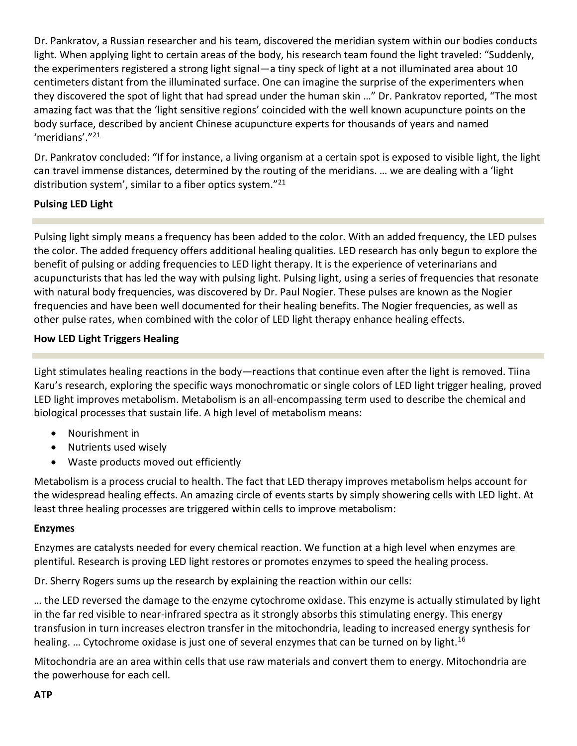Dr. Pankratov, a Russian researcher and his team, discovered the meridian system within our bodies conducts light. When applying light to certain areas of the body, his research team found the light traveled: "Suddenly, the experimenters registered a strong light signal—a tiny speck of light at a not illuminated area about 10 centimeters distant from the illuminated surface. One can imagine the surprise of the experimenters when they discovered the spot of light that had spread under the human skin …" Dr. Pankratov reported, "The most amazing fact was that the 'light sensitive regions' coincided with the well known acupuncture points on the body surface, described by ancient Chinese acupuncture experts for thousands of years and named 'meridians'."[21]

Dr. Pankratov concluded: "If for instance, a living organism at a certain spot is exposed to visible light, the light can travel immense distances, determined by the routing of the meridians. … we are dealing with a 'light distribution system', similar to a fiber optics system."[21]

## Pulsing LED Light

Pulsing light simply means a frequency has been added to the color. With an added frequency, the LED pulses the color. The added frequency offers additional healing qualities. LED research has only begun to explore the benefit of pulsing or adding frequencies to LED light therapy. It is the experience of veterinarians and acupuncturists that has led the way with pulsing light. Pulsing light, using a series of frequencies that resonate with natural body frequencies, was discovered by Dr. Paul Nogier. These pulses are known as the Nogier frequencies and have been well documented for their healing benefits. The Nogier frequencies, as well as other pulse rates, when combined with the color of LED light therapy enhance healing effects.

## How LED Light Triggers Healing

Light stimulates healing reactions in the body—reactions that continue even after the light is removed. Tiina Karu's research, exploring the specific ways monochromatic or single colors of LED light trigger healing, proved LED light improves metabolism. Metabolism is an all-encompassing term used to describe the chemical and biological processes that sustain life. A high level of metabolism means:

- Nourishment in
- Nutrients used wisely
- Waste products moved out efficiently

Metabolism is a process crucial to health. The fact that LED therapy improves metabolism helps account for the widespread healing effects. An amazing circle of events starts by simply showering cells with LED light. At least three healing processes are triggered within cells to improve metabolism:

### Enzymes

Enzymes are catalysts needed for every chemical reaction. We function at a high level when enzymes are plentiful. Research is proving LED light restores or promotes enzymes to speed the healing process.

Dr. Sherry Rogers sums up the research by explaining the reaction within our cells:

… the LED reversed the damage to the enzyme cytochrome oxidase. This enzyme is actually stimulated by light in the far red visible to near-infrared spectra as it strongly absorbs this stimulating energy. This energy transfusion in turn increases electron transfer in the mitochondria, leading to increased energy synthesis for healing. … Cytochrome oxidase is just one of several enzymes that can be turned on by light.[16]

Mitochondria are an area within cells that use raw materials and convert them to energy. Mitochondria are the powerhouse for each cell.

### ATP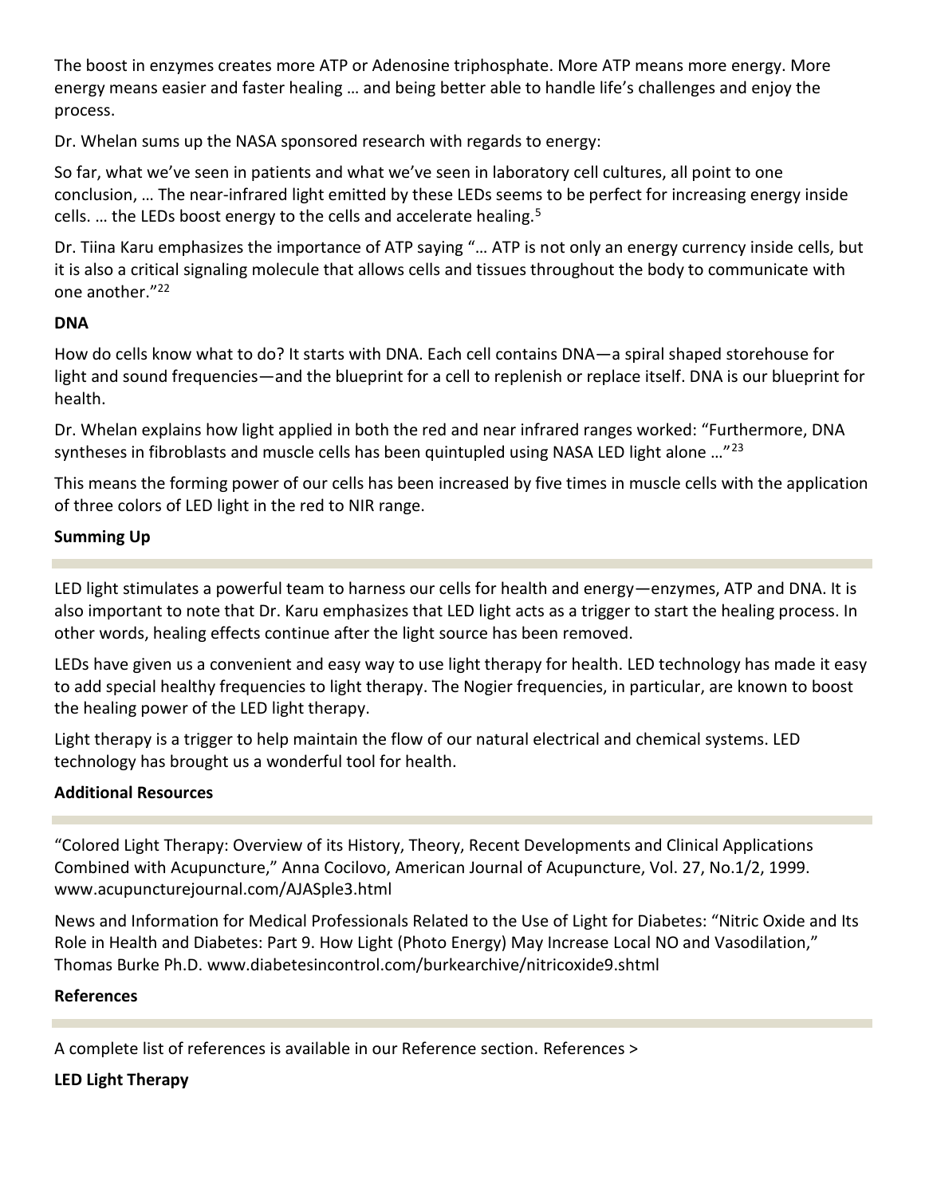The boost in enzymes creates more ATP or Adenosine triphosphate. More ATP means more energy. More energy means easier and faster healing … and being better able to handle life's challenges and enjoy the process.

Dr. Whelan sums up the NASA sponsored research with regards to energy:

So far, what we've seen in patients and what we've seen in laboratory cell cultures, all point to one conclusion, … The near-infrared light emitted by these LEDs seems to be perfect for increasing energy inside cells. … the LEDs boost energy to the cells and accelerate healing.[5]

Dr. Tiina Karu emphasizes the importance of ATP saying "… ATP is not only an energy currency inside cells, but it is also a critical signaling molecule that allows cells and tissues throughout the body to communicate with one another."[22]

### DNA

How do cells know what to do? It starts with DNA. Each cell contains DNA—a spiral shaped storehouse for light and sound frequencies—and the blueprint for a cell to replenish or replace itself. DNA is our blueprint for health.

Dr. Whelan explains how light applied in both the red and near infrared ranges worked: "Furthermore, DNA syntheses in fibroblasts and muscle cells has been quintupled using NASA LED light alone …"[23]

This means the forming power of our cells has been increased by five times in muscle cells with the application of three colors of LED light in the red to NIR range.

### Summing Up

LED light stimulates a powerful team to harness our cells for health and energy—enzymes, ATP and DNA. It is also important to note that Dr. Karu emphasizes that LED light acts as a trigger to start the healing process. In other words, healing effects continue after the light source has been removed.

LEDs have given us a convenient and easy way to use light therapy for health. LED technology has made it easy to add special healthy frequencies to light therapy. The Nogier frequencies, in particular, are known to boost the healing power of the LED light therapy.

Light therapy is a trigger to help maintain the flow of our natural electrical and chemical systems. LED technology has brought us a wonderful tool for health.

### Additional Resources

"Colored Light Therapy: Overview of its History, Theory, Recent Developments and Clinical Applications Combined with Acupuncture," Anna Cocilovo, American Journal of Acupuncture, Vol. 27, No.1/2, 1999. www.acupuncturejournal.com/AJASple3.html

News and Information for Medical Professionals Related to the Use of Light for Diabetes: "Nitric Oxide and Its Role in Health and Diabetes: Part 9. How Light (Photo Energy) May Increase Local NO and Vasodilation," Thomas Burke Ph.D. www.diabetesincontrol.com/burkearchive/nitricoxide9.shtml

### References

A complete list of references is available in our Reference section. References >

### LED Light Therapy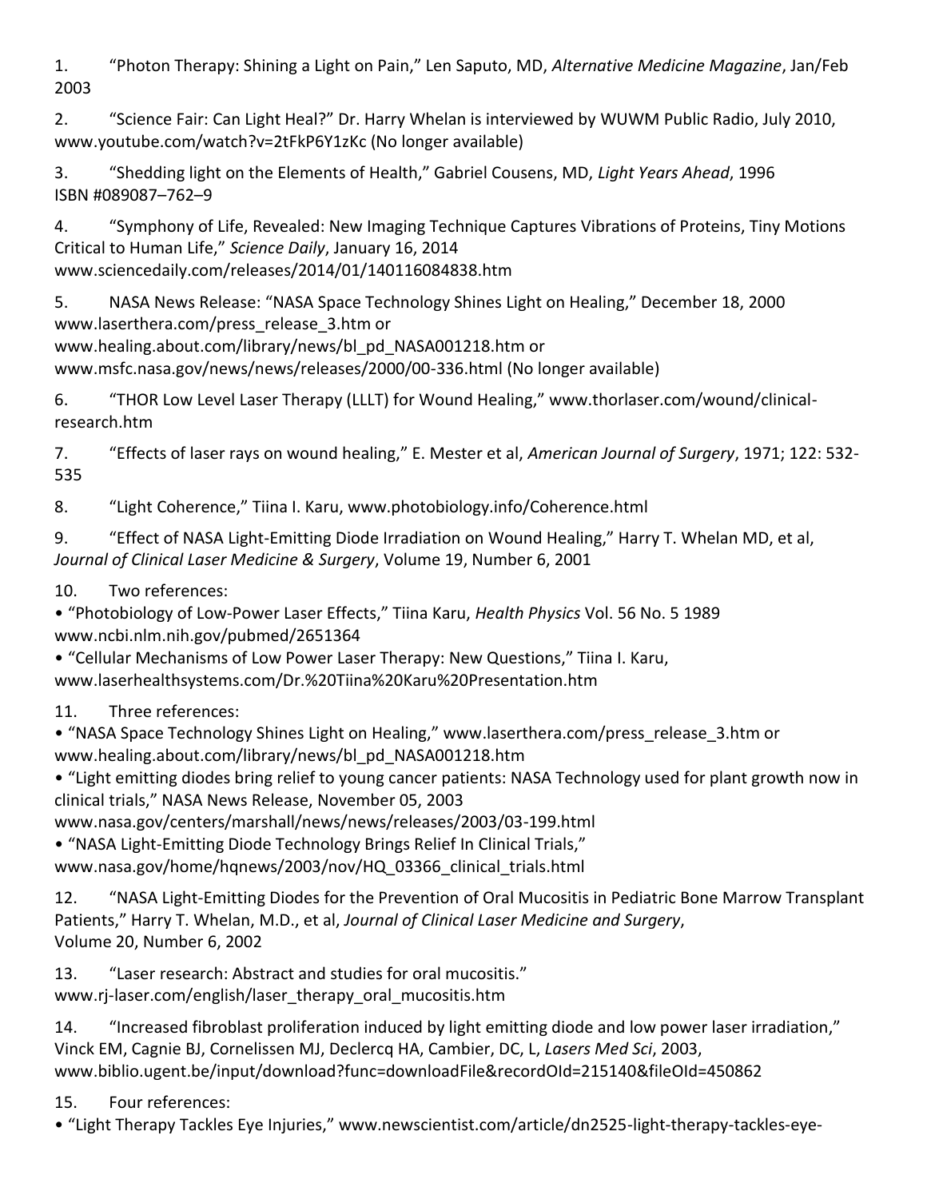1. "Photon Therapy: Shining a Light on Pain," Len Saputo, MD, *Alternative Medicine Magazine*, Jan/Feb 2003

2. "Science Fair: Can Light Heal?" Dr. Harry Whelan is interviewed by WUWM Public Radio, July 2010, www.youtube.com/watch?v=2tFkP6Y1zKc (No longer available)

3. "Shedding light on the Elements of Health," Gabriel Cousens, MD, *Light Years Ahead*, 1996 ISBN #089087–762–9

4. "Symphony of Life, Revealed: New Imaging Technique Captures Vibrations of Proteins, Tiny Motions Critical to Human Life," *Science Daily*, January 16, 2014 www.sciencedaily.com/releases/2014/01/140116084838.htm

5. NASA News Release: "NASA Space Technology Shines Light on Healing," December 18, 2000 www.laserthera.com/press_release_3.htm or www.healing.about.com/library/news/bl_pd_NASA001218.htm or www.msfc.nasa.gov/news/news/releases/2000/00-336.html (No longer available)

6. "THOR Low Level Laser Therapy (LLLT) for Wound Healing," www.thorlaser.com/wound/clinical-research.htm

7. "Effects of laser rays on wound healing," E. Mester et al, *American Journal of Surgery*, 1971; 122: 532-535

8. "Light Coherence," Tiina I. Karu, www.photobiology.info/Coherence.html

9. "Effect of NASA Light-Emitting Diode Irradiation on Wound Healing," Harry T. Whelan MD, et al, *Journal of Clinical Laser Medicine & Surgery*, Volume 19, Number 6, 2001

10. Two references:
    - "Photobiology of Low-Power Laser Effects," Tiina Karu, *Health Physics* Vol. 56 No. 5 1989 www.ncbi.nlm.nih.gov/pubmed/2651364
    - "Cellular Mechanisms of Low Power Laser Therapy: New Questions," Tiina I. Karu, www.laserhealthsystems.com/Dr.%20Tiina%20Karu%20Presentation.htm

11. Three references:
    - "NASA Space Technology Shines Light on Healing," www.laserthera.com/press_release_3.htm or www.healing.about.com/library/news/bl_pd_NASA001218.htm
    - "Light emitting diodes bring relief to young cancer patients: NASA Technology used for plant growth now in clinical trials," NASA News Release, November 05, 2003 www.nasa.gov/centers/marshall/news/news/releases/2003/03-199.html
    - "NASA Light-Emitting Diode Technology Brings Relief In Clinical Trials," www.nasa.gov/home/hqnews/2003/nov/HQ_03366_clinical_trials.html

12. "NASA Light-Emitting Diodes for the Prevention of Oral Mucositis in Pediatric Bone Marrow Transplant Patients," Harry T. Whelan, M.D., et al, *Journal of Clinical Laser Medicine and Surgery*, Volume 20, Number 6, 2002

13. "Laser research: Abstract and studies for oral mucositis." www.rj-laser.com/english/laser_therapy_oral_mucositis.htm

14. "Increased fibroblast proliferation induced by light emitting diode and low power laser irradiation," Vinck EM, Cagnie BJ, Cornelissen MJ, Declercq HA, Cambier, DC, L, *Lasers Med Sci*, 2003, www.biblio.ugent.be/input/download?func=downloadFile&recordOId=215140&fileOId=450862

15. Four references:
    - "Light Therapy Tackles Eye Injuries," www.newscientist.com/article/dn2525-light-therapy-tackles-eye-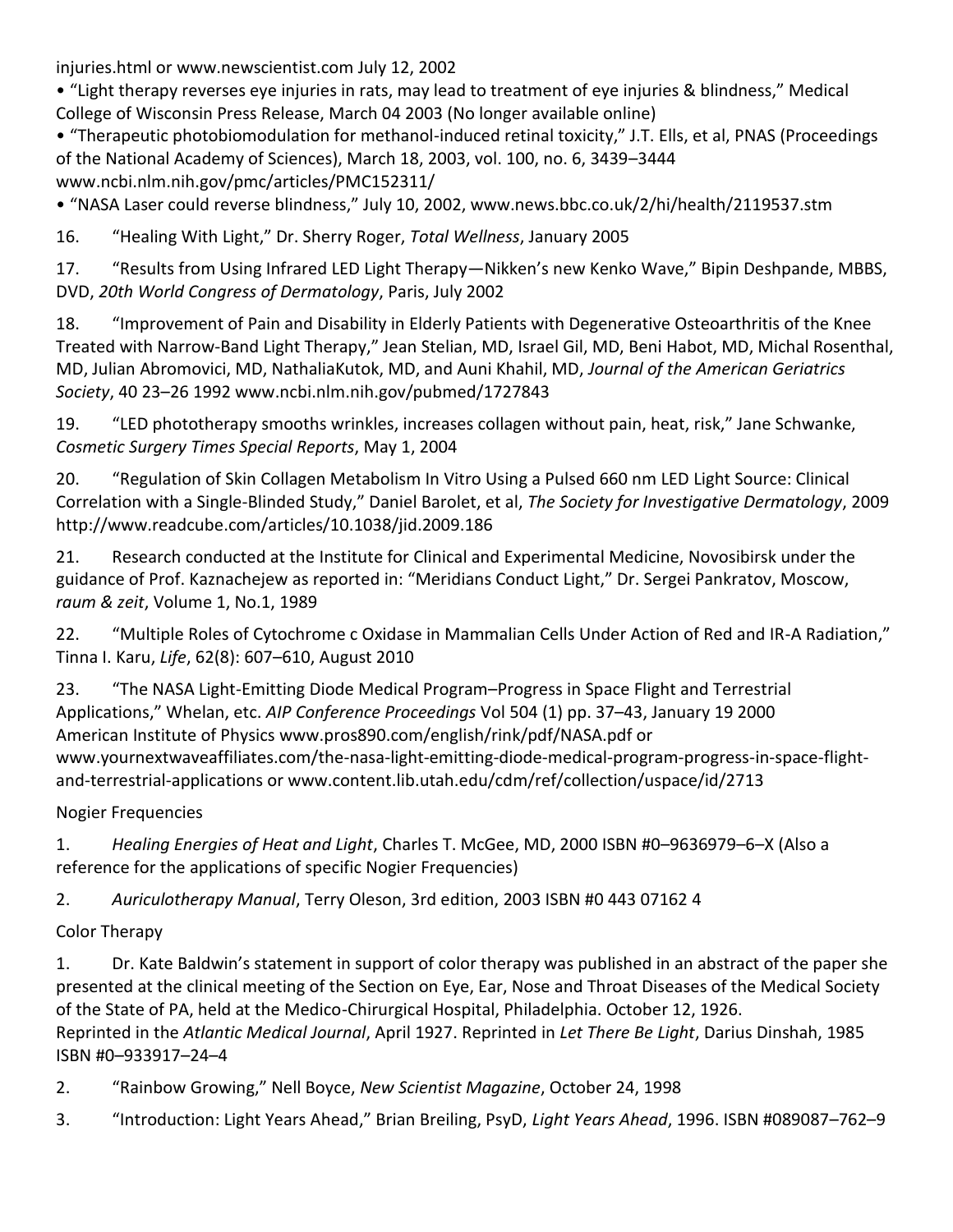injuries.html or www.newscientist.com July 12, 2002

- “Light therapy reverses eye injuries in rats, may lead to treatment of eye injuries & blindness,” Medical College of Wisconsin Press Release, March 04 2003 (No longer available online)
- “Therapeutic photobiomodulation for methanol-induced retinal toxicity,” J.T. Ells, et al, PNAS (Proceedings of the National Academy of Sciences), March 18, 2003, vol. 100, no. 6, 3439–3444 www.ncbi.nlm.nih.gov/pmc/articles/PMC152311/
- “NASA Laser could reverse blindness,” July 10, 2002, www.news.bbc.co.uk/2/hi/health/2119537.stm

16. “Healing With Light,” Dr. Sherry Roger, *Total Wellness*, January 2005

17. “Results from Using Infrared LED Light Therapy—Nikken’s new Kenko Wave,” Bipin Deshpande, MBBS, DVD, *20th World Congress of Dermatology*, Paris, July 2002

18. “Improvement of Pain and Disability in Elderly Patients with Degenerative Osteoarthritis of the Knee Treated with Narrow-Band Light Therapy,” Jean Stelian, MD, Israel Gil, MD, Beni Habot, MD, Michal Rosenthal, MD, Julian Abromovici, MD, NathaliaKutok, MD, and Auni Khahil, MD, *Journal of the American Geriatrics Society*, 40 23–26 1992 www.ncbi.nlm.nih.gov/pubmed/1727843

19. “LED phototherapy smooths wrinkles, increases collagen without pain, heat, risk,” Jane Schwanke, *Cosmetic Surgery Times Special Reports*, May 1, 2004

20. “Regulation of Skin Collagen Metabolism In Vitro Using a Pulsed 660 nm LED Light Source: Clinical Correlation with a Single-Blinded Study,” Daniel Barolet, et al, *The Society for Investigative Dermatology*, 2009 http://www.readcube.com/articles/10.1038/jid.2009.186

21. Research conducted at the Institute for Clinical and Experimental Medicine, Novosibirsk under the guidance of Prof. Kaznachejew as reported in: “Meridians Conduct Light,” Dr. Sergei Pankratov, Moscow, *raum & zeit*, Volume 1, No.1, 1989

22. “Multiple Roles of Cytochrome c Oxidase in Mammalian Cells Under Action of Red and IR-A Radiation,” Tinna I. Karu, *Life*, 62(8): 607–610, August 2010

23. “The NASA Light-Emitting Diode Medical Program–Progress in Space Flight and Terrestrial Applications,” Whelan, etc. *AIP Conference Proceedings* Vol 504 (1) pp. 37–43, January 19 2000 American Institute of Physics www.pros890.com/english/rink/pdf/NASA.pdf or www.yournextwaveaffiliates.com/the-nasa-light-emitting-diode-medical-program-progress-in-space-flight-and-terrestrial-applications or www.content.lib.utah.edu/cdm/ref/collection/uspace/id/2713

Nogier Frequencies

1. *Healing Energies of Heat and Light*, Charles T. McGee, MD, 2000 ISBN #0–9636979–6–X (Also a reference for the applications of specific Nogier Frequencies)

2. *Auriculotherapy Manual*, Terry Oleson, 3rd edition, 2003 ISBN #0 443 07162 4

Color Therapy

1. Dr. Kate Baldwin’s statement in support of color therapy was published in an abstract of the paper she presented at the clinical meeting of the Section on Eye, Ear, Nose and Throat Diseases of the Medical Society of the State of PA, held at the Medico-Chirurgical Hospital, Philadelphia. October 12, 1926. Reprinted in the *Atlantic Medical Journal*, April 1927. Reprinted in *Let There Be Light*, Darius Dinshah, 1985 ISBN #0–933917–24–4

2. “Rainbow Growing,” Nell Boyce, *New Scientist Magazine*, October 24, 1998

3. “Introduction: Light Years Ahead,” Brian Breiling, PsyD, *Light Years Ahead*, 1996. ISBN #089087–762–9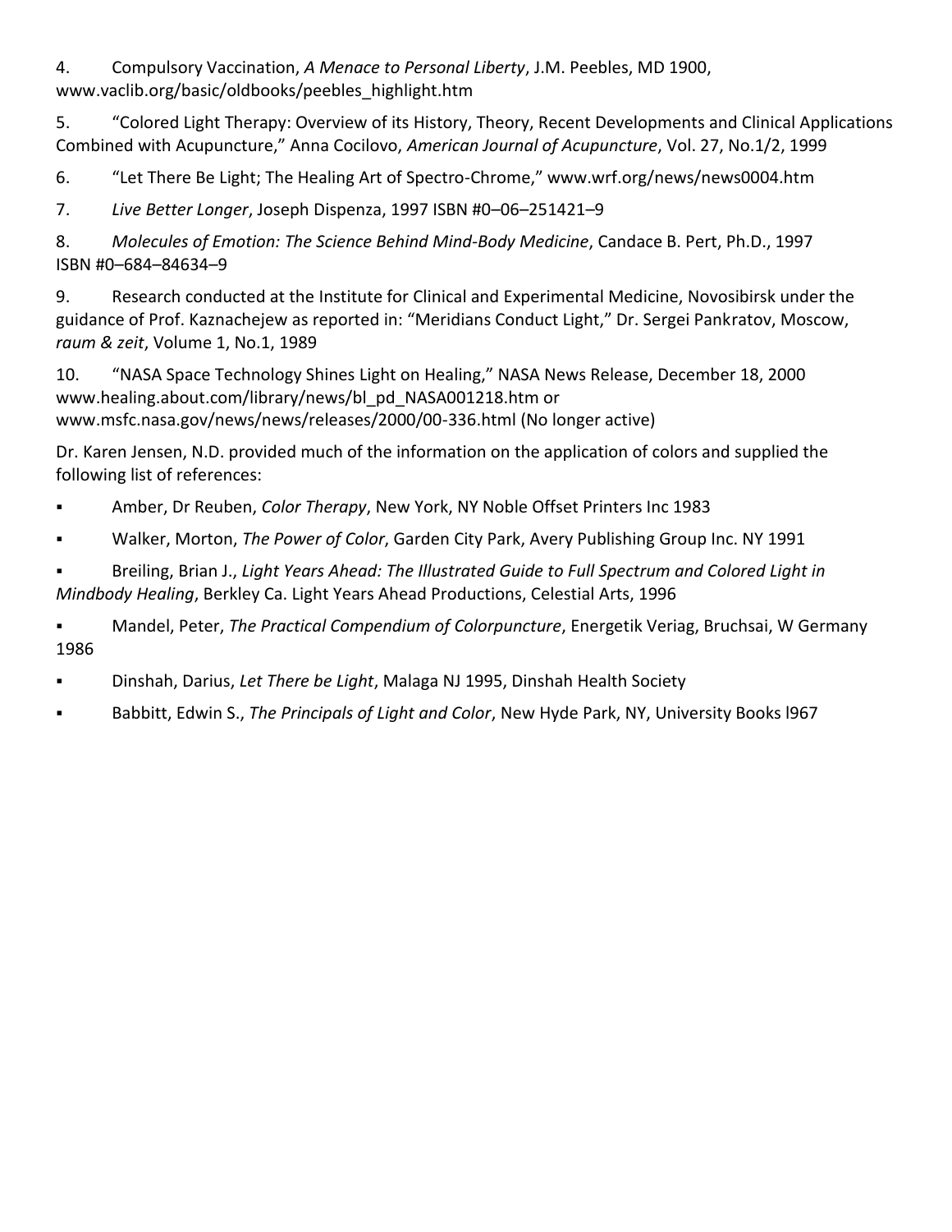4. Compulsory Vaccination, *A Menace to Personal Liberty*, J.M. Peebles, MD 1900, www.vaclib.org/basic/oldbooks/peebles_highlight.htm

5. "Colored Light Therapy: Overview of its History, Theory, Recent Developments and Clinical Applications Combined with Acupuncture," Anna Cocilovo, *American Journal of Acupuncture*, Vol. 27, No.1/2, 1999

6. "Let There Be Light; The Healing Art of Spectro-Chrome," www.wrf.org/news/news0004.htm

7. *Live Better Longer*, Joseph Dispenza, 1997 ISBN #0–06–251421–9

8. *Molecules of Emotion: The Science Behind Mind-Body Medicine*, Candace B. Pert, Ph.D., 1997 ISBN #0–684–84634–9

9. Research conducted at the Institute for Clinical and Experimental Medicine, Novosibirsk under the guidance of Prof. Kaznachejew as reported in: "Meridians Conduct Light," Dr. Sergei Pankratov, Moscow, *raum & zeit*, Volume 1, No.1, 1989

10. "NASA Space Technology Shines Light on Healing," NASA News Release, December 18, 2000 www.healing.about.com/library/news/bl_pd_NASA001218.htm or www.msfc.nasa.gov/news/news/releases/2000/00-336.html (No longer active)

Dr. Karen Jensen, N.D. provided much of the information on the application of colors and supplied the following list of references:

- Amber, Dr Reuben, *Color Therapy*, New York, NY Noble Offset Printers Inc 1983
- Walker, Morton, *The Power of Color*, Garden City Park, Avery Publishing Group Inc. NY 1991
- Breiling, Brian J., *Light Years Ahead: The Illustrated Guide to Full Spectrum and Colored Light in Mindbody Healing*, Berkley Ca. Light Years Ahead Productions, Celestial Arts, 1996
- Mandel, Peter, *The Practical Compendium of Colorpuncture*, Energetik Veriag, Bruchsai, W Germany 1986
- Dinshah, Darius, *Let There be Light*, Malaga NJ 1995, Dinshah Health Society
- Babbitt, Edwin S., *The Principals of Light and Color*, New Hyde Park, NY, University Books l967